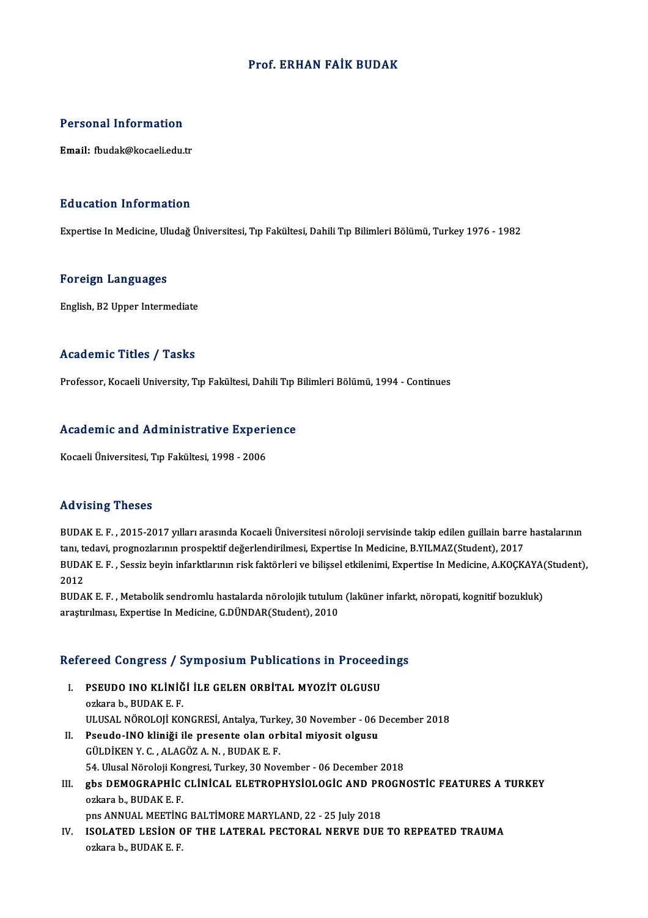# Prof. ERHAN FAİK BUDAK

## Personal Information

**Email:** fbudak@kocaeli.edu.tr

## Education Information

Expertise In Medicine, Uludağ Üniversitesi, Tıp Fakültesi, Dahili Tıp Bilimleri Bölümü, Turkey 1976 - 1982

## Foreign Languages

English, B2 Upper Intermediate

## Academic Titles / Tasks

Professor, Kocaeli University, Tıp Fakültesi, Dahili Tıp Bilimleri Bölümü, 1994 - Continues

## Academic and Administrative Experience

Kocaeli Üniversitesi, Tıp Fakültesi, 1998 - 2006

## Advising Theses

BUDAK E. F. , 2015-2017 yılları arasında Kocaeli Üniversitesi nöroloji servisinde takip edilen guillain barre hastalarının tanı, tedavi, prognozlarının prospektif değerlendirilmesi, Expertise In Medicine, B.YILMAZ(Student), 2017

BUDAK E. F. , Sessiz beyin infarktlarının risk faktörleri ve bilişsel etkilenimi, Expertise In Medicine, A.KOÇKAYA(Student), 2012

BUDAK E. F. , Metabolik sendromlu hastalarda nörolojik tutulum (laküner infarkt, nöropati, kognitif bozukluk) araştırılması, Expertise In Medicine, G.DÜNDAR(Student), 2010

## Refereed Congress / Symposium Publications in Proceedings

I. **PSEUDO INO KLİNİĞİ İLE GELEN ORBİTAL MYOZİT OLGUSU**
   ozkara b., BUDAK E. F.
   ULUSAL NÖROLOJİ KONGRESİ, Antalya, Turkey, 30 November - 06 December 2018

II. **Pseudo-INO kliniği ile presente olan orbital miyosit olgusu**
   GÜLDİKEN Y. C. , ALAGÖZ A. N. , BUDAK E. F.
   54. Ulusal Nöroloji Kongresi, Turkey, 30 November - 06 December 2018

III. **gbs DEMOGRAPHİC CLİNİCAL ELETROPHYSİOLOGİC AND PROGNOSTİC FEATURES A TURKEY**
   ozkara b., BUDAK E. F.
   pns ANNUAL MEETİNG BALTİMORE MARYLAND, 22 - 25 July 2018

IV. **ISOLATED LESİON OF THE LATERAL PECTORAL NERVE DUE TO REPEATED TRAUMA**
   ozkara b., BUDAK E. F.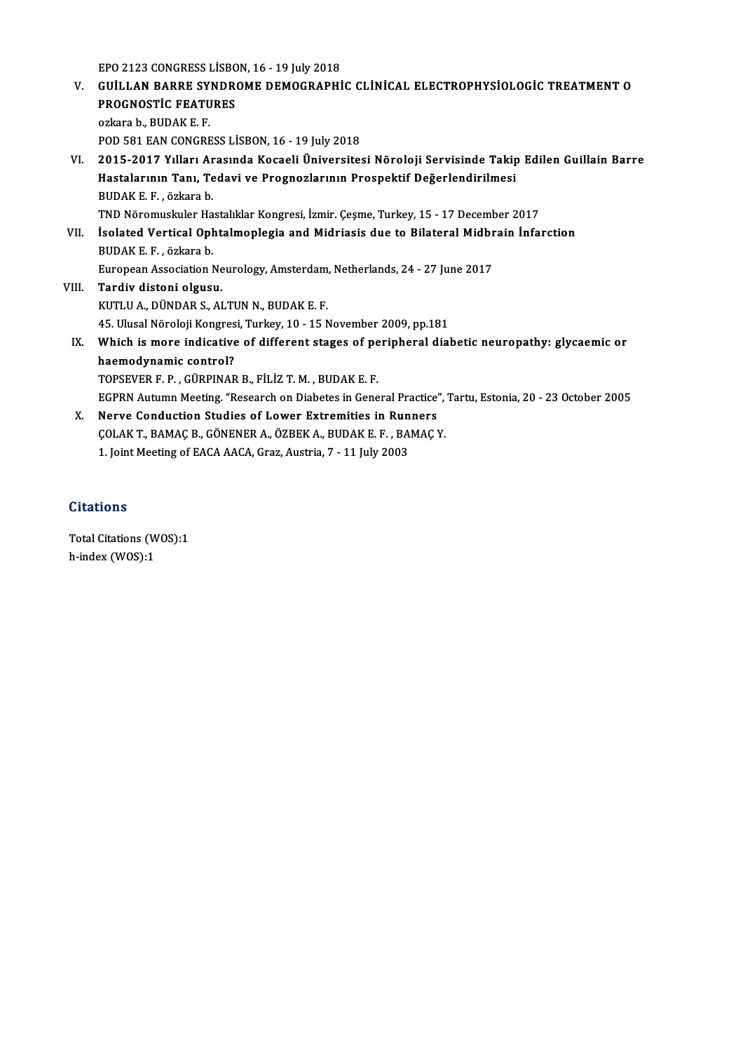EPO 2123 CONGRESS LİSBON, 16 - 19 July 2018

V. **GUİLLAN BARRE SYNDROME DEMOGRAPHİC CLİNİCAL ELECTROPHYSİOLOGİC TREATMENT O PROGNOSTİC FEATURES**
   ozkara b., BUDAK E. F.
   POD 581 EAN CONGRESS LİSBON, 16 - 19 July 2018

VI. **2015-2017 Yılları Arasında Kocaeli Üniversitesi Nöroloji Servisinde Takip Edilen Guillain Barre Hastalarının Tanı, Tedavi ve Prognozlarının Prospektif Değerlendirilmesi**
   BUDAK E. F. , özkara b.
   TND Nöromuskuler Hastalıklar Kongresi, İzmir. Çeşme, Turkey, 15 - 17 December 2017

VII. **İsolated Vertical Ophtalmoplegia and Midriasis due to Bilateral Midbrain İnfarction**
   BUDAK E. F. , özkara b.
   European Association Neurology, Amsterdam, Netherlands, 24 - 27 June 2017

VIII. **Tardiv distoni olgusu.**
   KUTLU A., DÜNDAR S., ALTUN N., BUDAK E. F.
   45. Ulusal Nöroloji Kongresi, Turkey, 10 - 15 November 2009, pp.181

IX. **Which is more indicative of different stages of peripheral diabetic neuropathy: glycaemic or haemodynamic control?**
   TOPSEVER F. P. , GÜRPINAR B., FİLİZ T. M. , BUDAK E. F.
   EGPRN Autumn Meeting. "Research on Diabetes in General Practice", Tartu, Estonia, 20 - 23 October 2005

X. **Nerve Conduction Studies of Lower Extremities in Runners**
   ÇOLAK T., BAMAÇ B., GÖNENER A., ÖZBEK A., BUDAK E. F. , BAMAÇ Y.
   1. Joint Meeting of EACA AACA, Graz, Austria, 7 - 11 July 2003

## Citations

Total Citations (WOS):1
h-index (WOS):1